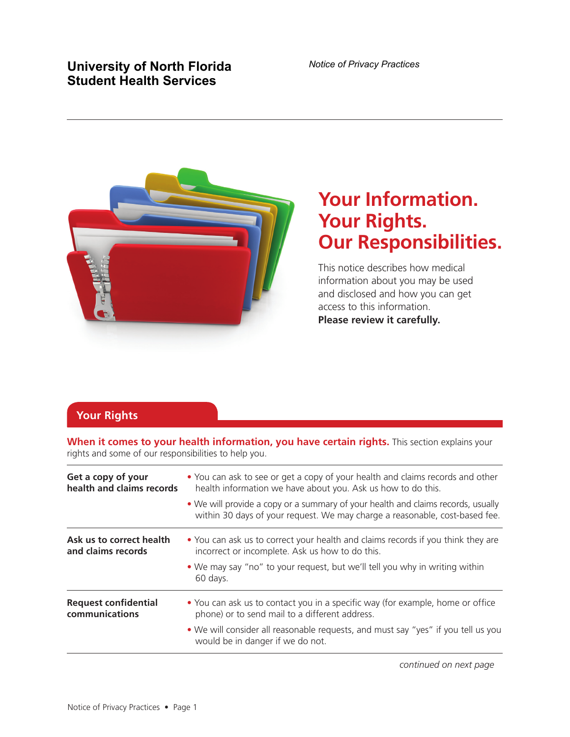**University of North Florida**
**Student Health Services**

*Notice of Privacy Practices*

# Your Information. Your Rights. Our Responsibilities.

This notice describes how medical information about you may be used and disclosed and how you can get access to this information.
**Please review it carefully.**

## Your Rights

**When it comes to your health information, you have certain rights.** This section explains your rights and some of our responsibilities to help you.

| | |
|---|---|
| **Get a copy of your health and claims records** | • You can ask to see or get a copy of your health and claims records and other health information we have about you. Ask us how to do this. <br> • We will provide a copy or a summary of your health and claims records, usually within 30 days of your request. We may charge a reasonable, cost-based fee. |
| **Ask us to correct health and claims records** | • You can ask us to correct your health and claims records if you think they are incorrect or incomplete. Ask us how to do this. <br> • We may say "no" to your request, but we'll tell you why in writing within 60 days. |
| **Request confidential communications** | • You can ask us to contact you in a specific way (for example, home or office phone) or to send mail to a different address. <br> • We will consider all reasonable requests, and must say "yes" if you tell us you would be in danger if we do not. |

*continued on next page*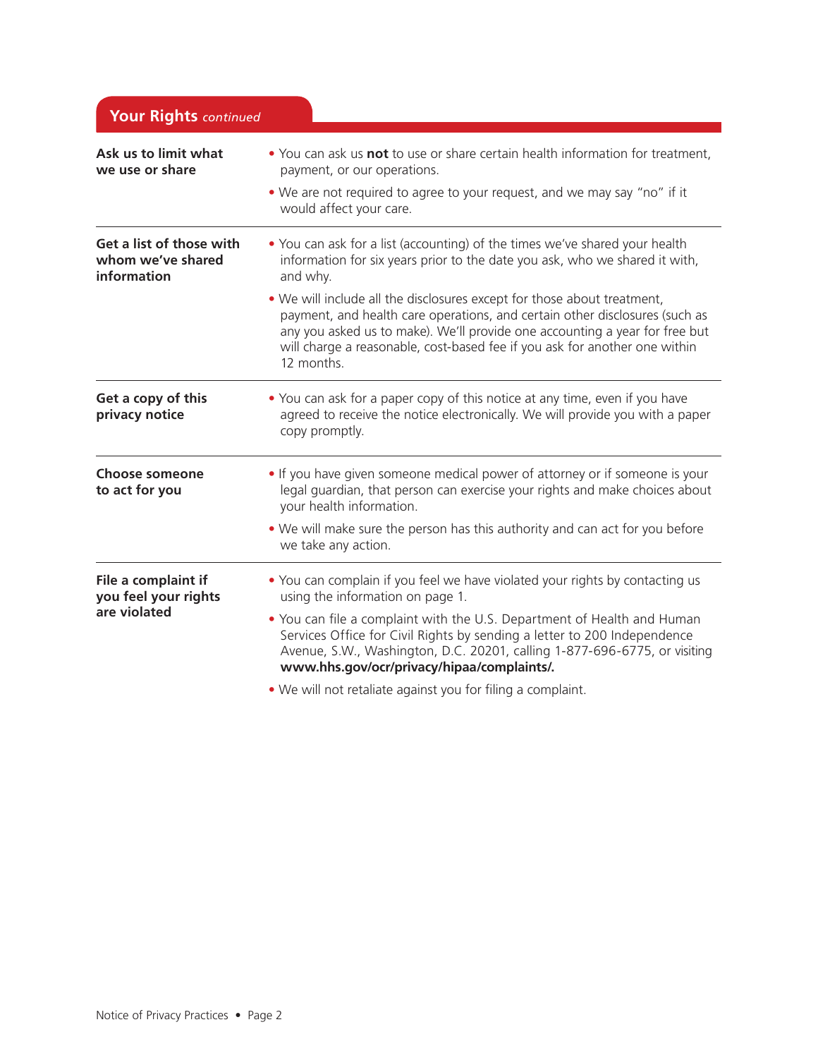## Your Rights *continued*

| | |
|---|---|
| **Ask us to limit what we use or share** | • You can ask us **not** to use or share certain health information for treatment, payment, or our operations.<br>• We are not required to agree to your request, and we may say "no" if it would affect your care. |
| **Get a list of those with whom we've shared information** | • You can ask for a list (accounting) of the times we've shared your health information for six years prior to the date you ask, who we shared it with, and why.<br>• We will include all the disclosures except for those about treatment, payment, and health care operations, and certain other disclosures (such as any you asked us to make). We'll provide one accounting a year for free but will charge a reasonable, cost-based fee if you ask for another one within 12 months. |
| **Get a copy of this privacy notice** | • You can ask for a paper copy of this notice at any time, even if you have agreed to receive the notice electronically. We will provide you with a paper copy promptly. |
| **Choose someone to act for you** | • If you have given someone medical power of attorney or if someone is your legal guardian, that person can exercise your rights and make choices about your health information.<br>• We will make sure the person has this authority and can act for you before we take any action. |
| **File a complaint if you feel your rights are violated** | • You can complain if you feel we have violated your rights by contacting us using the information on page 1.<br>• You can file a complaint with the U.S. Department of Health and Human Services Office for Civil Rights by sending a letter to 200 Independence Avenue, S.W., Washington, D.C. 20201, calling 1-877-696-6775, or visiting **www.hhs.gov/ocr/privacy/hipaa/complaints/.**<br>• We will not retaliate against you for filing a complaint. |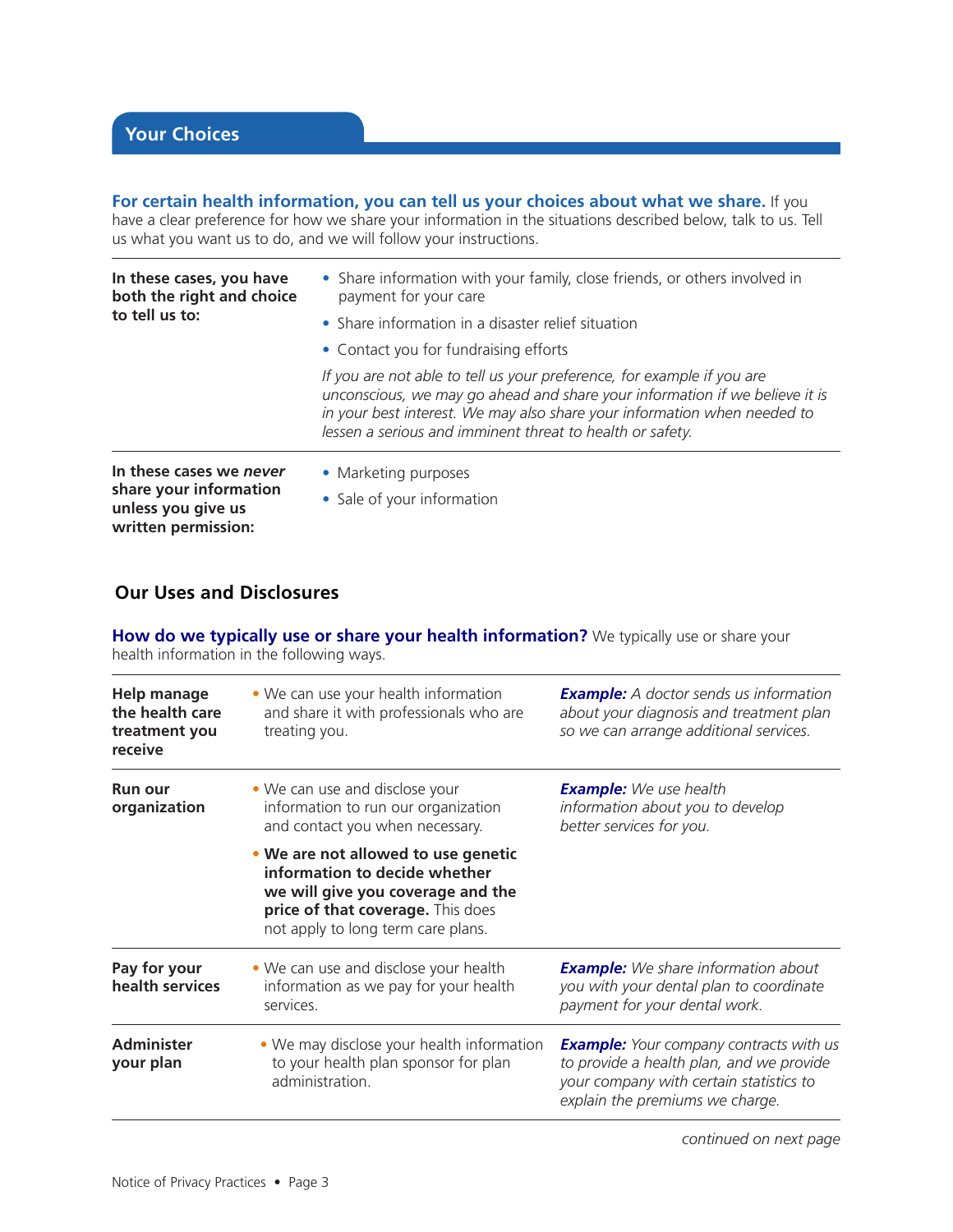## Your Choices

**For certain health information, you can tell us your choices about what we share.** If you have a clear preference for how we share your information in the situations described below, talk to us. Tell us what you want us to do, and we will follow your instructions.

| | |
|---|---|
| **In these cases, you have both the right and choice to tell us to:** | • Share information with your family, close friends, or others involved in payment for your care<br>• Share information in a disaster relief situation<br>• Contact you for fundraising efforts<br>*If you are not able to tell us your preference, for example if you are unconscious, we may go ahead and share your information if we believe it is in your best interest. We may also share your information when needed to lessen a serious and imminent threat to health or safety.* |
| **In these cases we *never* share your information unless you give us written permission:** | • Marketing purposes<br>• Sale of your information |

## Our Uses and Disclosures

**How do we typically use or share your health information?** We typically use or share your health information in the following ways.

| | | |
|---|---|---|
| **Help manage the health care treatment you receive** | • We can use your health information and share it with professionals who are treating you. | ***Example:*** *A doctor sends us information about your diagnosis and treatment plan so we can arrange additional services.* |
| **Run our organization** | • We can use and disclose your information to run our organization and contact you when necessary.<br>• **We are not allowed to use genetic information to decide whether we will give you coverage and the price of that coverage.** This does not apply to long term care plans. | ***Example:*** *We use health information about you to develop better services for you.* |
| **Pay for your health services** | • We can use and disclose your health information as we pay for your health services. | ***Example:*** *We share information about you with your dental plan to coordinate payment for your dental work.* |
| **Administer your plan** | • We may disclose your health information to your health plan sponsor for plan administration. | ***Example:*** *Your company contracts with us to provide a health plan, and we provide your company with certain statistics to explain the premiums we charge.* |

*continued on next page*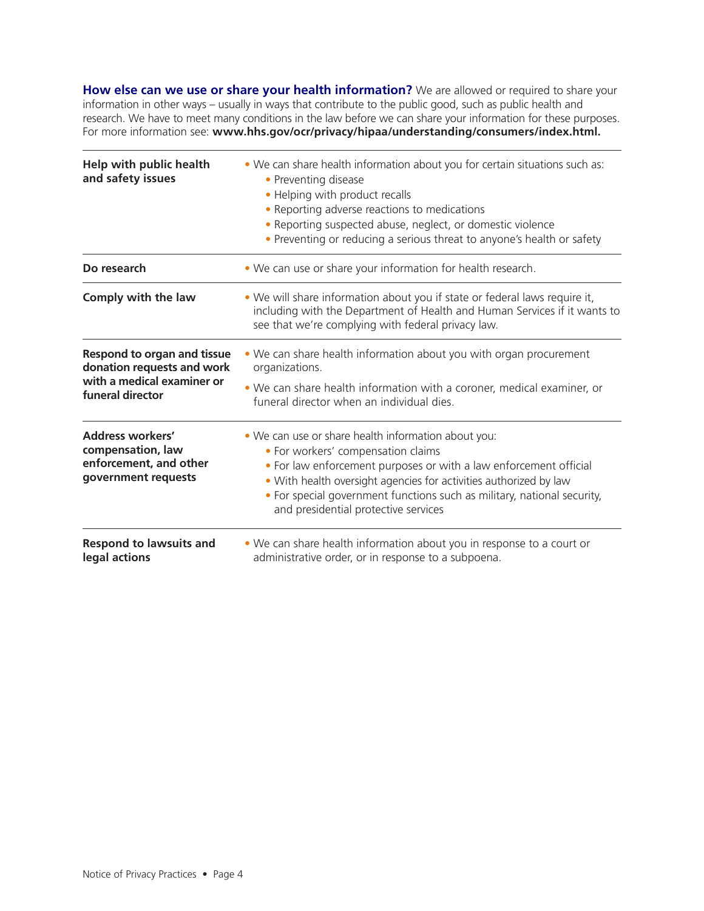**How else can we use or share your health information?** We are allowed or required to share your information in other ways – usually in ways that contribute to the public good, such as public health and research. We have to meet many conditions in the law before we can share your information for these purposes. For more information see: **www.hhs.gov/ocr/privacy/hipaa/understanding/consumers/index.html.**

| | |
|---|---|
| **Help with public health and safety issues** | • We can share health information about you for certain situations such as:<br>  • Preventing disease<br>  • Helping with product recalls<br>  • Reporting adverse reactions to medications<br>  • Reporting suspected abuse, neglect, or domestic violence<br>  • Preventing or reducing a serious threat to anyone's health or safety |
| **Do research** | • We can use or share your information for health research. |
| **Comply with the law** | • We will share information about you if state or federal laws require it, including with the Department of Health and Human Services if it wants to see that we're complying with federal privacy law. |
| **Respond to organ and tissue donation requests and work with a medical examiner or funeral director** | • We can share health information about you with organ procurement organizations.<br>• We can share health information with a coroner, medical examiner, or funeral director when an individual dies. |
| **Address workers' compensation, law enforcement, and other government requests** | • We can use or share health information about you:<br>  • For workers' compensation claims<br>  • For law enforcement purposes or with a law enforcement official<br>  • With health oversight agencies for activities authorized by law<br>  • For special government functions such as military, national security, and presidential protective services |
| **Respond to lawsuits and legal actions** | • We can share health information about you in response to a court or administrative order, or in response to a subpoena. |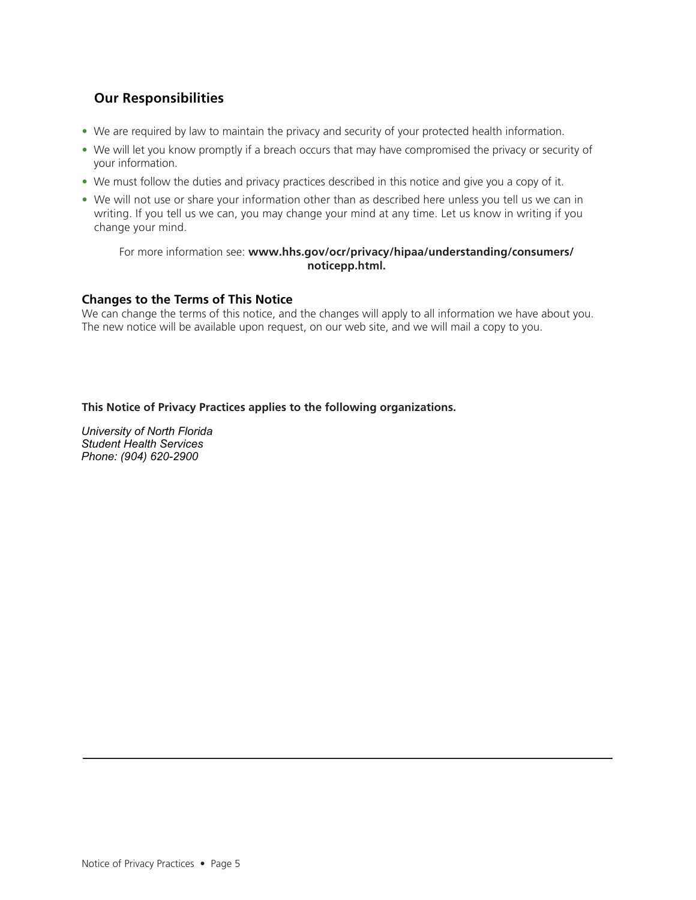## Our Responsibilities

- We are required by law to maintain the privacy and security of your protected health information.
- We will let you know promptly if a breach occurs that may have compromised the privacy or security of your information.
- We must follow the duties and privacy practices described in this notice and give you a copy of it.
- We will not use or share your information other than as described here unless you tell us we can in writing. If you tell us we can, you may change your mind at any time. Let us know in writing if you change your mind.

For more information see: **www.hhs.gov/ocr/privacy/hipaa/understanding/consumers/noticepp.html.**

### Changes to the Terms of This Notice

We can change the terms of this notice, and the changes will apply to all information we have about you. The new notice will be available upon request, on our web site, and we will mail a copy to you.

**This Notice of Privacy Practices applies to the following organizations.**

*University of North Florida*
*Student Health Services*
*Phone: (904) 620-2900*